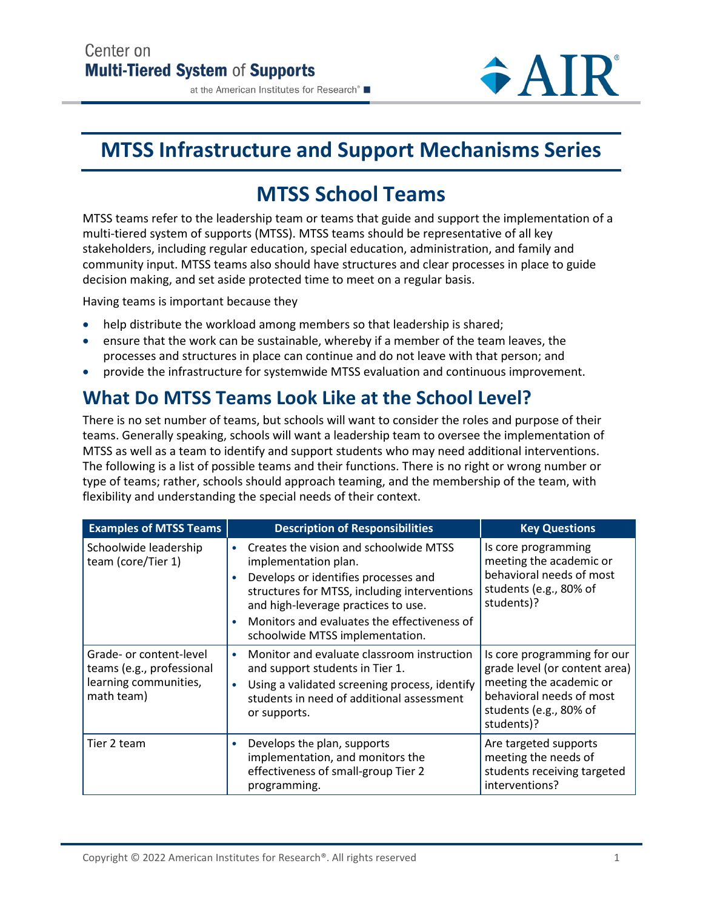Center on
**Multi-Tiered System of Supports**
at the American Institutes for Research®

# MTSS Infrastructure and Support Mechanisms Series

## MTSS School Teams

MTSS teams refer to the leadership team or teams that guide and support the implementation of a multi-tiered system of supports (MTSS). MTSS teams should be representative of all key stakeholders, including regular education, special education, administration, and family and community input. MTSS teams also should have structures and clear processes in place to guide decision making, and set aside protected time to meet on a regular basis.

Having teams is important because they

- help distribute the workload among members so that leadership is shared;
- ensure that the work can be sustainable, whereby if a member of the team leaves, the processes and structures in place can continue and do not leave with that person; and
- provide the infrastructure for systemwide MTSS evaluation and continuous improvement.

## What Do MTSS Teams Look Like at the School Level?

There is no set number of teams, but schools will want to consider the roles and purpose of their teams. Generally speaking, schools will want a leadership team to oversee the implementation of MTSS as well as a team to identify and support students who may need additional interventions. The following is a list of possible teams and their functions. There is no right or wrong number or type of teams; rather, schools should approach teaming, and the membership of the team, with flexibility and understanding the special needs of their context.

| Examples of MTSS Teams | Description of Responsibilities | Key Questions |
|---|---|---|
| Schoolwide leadership team (core/Tier 1) | • Creates the vision and schoolwide MTSS implementation plan.<br>• Develops or identifies processes and structures for MTSS, including interventions and high-leverage practices to use.<br>• Monitors and evaluates the effectiveness of schoolwide MTSS implementation. | Is core programming meeting the academic or behavioral needs of most students (e.g., 80% of students)? |
| Grade- or content-level teams (e.g., professional learning communities, math team) | • Monitor and evaluate classroom instruction and support students in Tier 1.<br>• Using a validated screening process, identify students in need of additional assessment or supports. | Is core programming for our grade level (or content area) meeting the academic or behavioral needs of most students (e.g., 80% of students)? |
| Tier 2 team | • Develops the plan, supports implementation, and monitors the effectiveness of small-group Tier 2 programming. | Are targeted supports meeting the needs of students receiving targeted interventions? |

Copyright © 2022 American Institutes for Research®. All rights reserved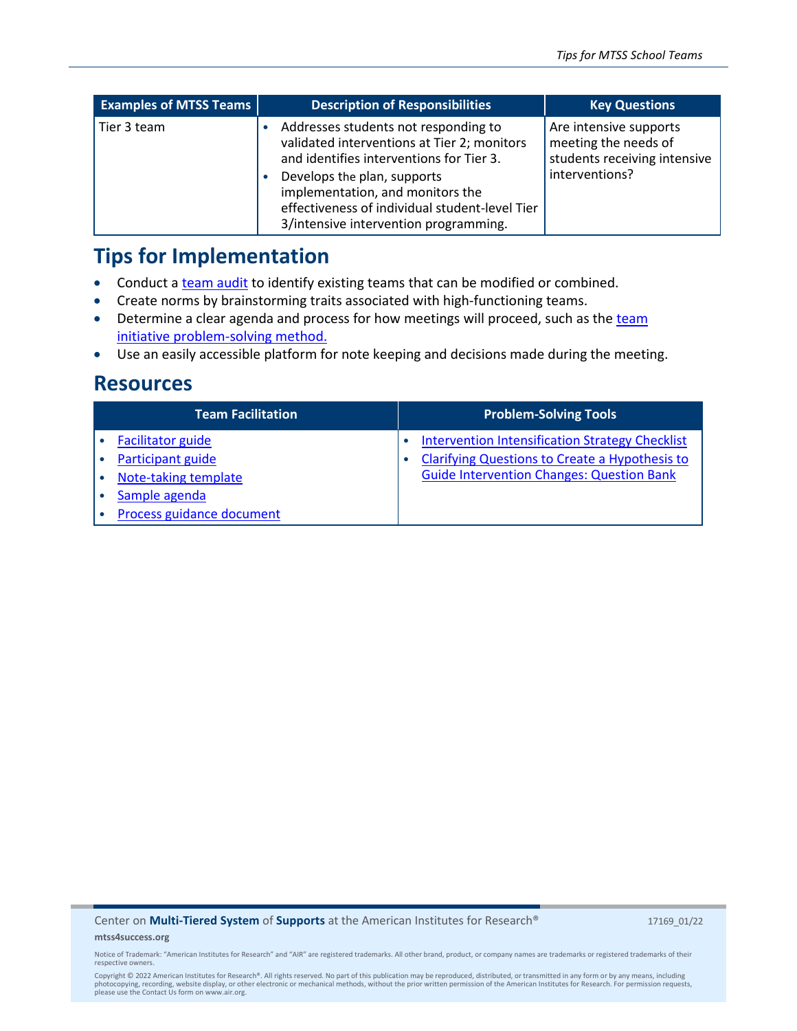| Examples of MTSS Teams | Description of Responsibilities | Key Questions |
| --- | --- | --- |
| Tier 3 team | • Addresses students not responding to validated interventions at Tier 2; monitors and identifies interventions for Tier 3.<br>• Develops the plan, supports implementation, and monitors the effectiveness of individual student-level Tier 3/intensive intervention programming. | Are intensive supports meeting the needs of students receiving intensive interventions? |

## Tips for Implementation

- Conduct a team audit to identify existing teams that can be modified or combined.
- Create norms by brainstorming traits associated with high-functioning teams.
- Determine a clear agenda and process for how meetings will proceed, such as the team initiative problem-solving method.
- Use an easily accessible platform for note keeping and decisions made during the meeting.

## Resources

| Team Facilitation | Problem-Solving Tools |
| --- | --- |
| • Facilitator guide<br>• Participant guide<br>• Note-taking template<br>• Sample agenda<br>• Process guidance document | • Intervention Intensification Strategy Checklist<br>• Clarifying Questions to Create a Hypothesis to Guide Intervention Changes: Question Bank |

Center on **Multi-Tiered System** of **Supports** at the American Institutes for Research®

17169_01/22

**mtss4success.org**

Notice of Trademark: "American Institutes for Research" and "AIR" are registered trademarks. All other brand, product, or company names are trademarks or registered trademarks of their respective owners.

Copyright © 2022 American Institutes for Research®. All rights reserved. No part of this publication may be reproduced, distributed, or transmitted in any form or by any means, including photocopying, recording, website display, or other electronic or mechanical methods, without the prior written permission of the American Institutes for Research. For permission requests, please use the Contact Us form on www.air.org.